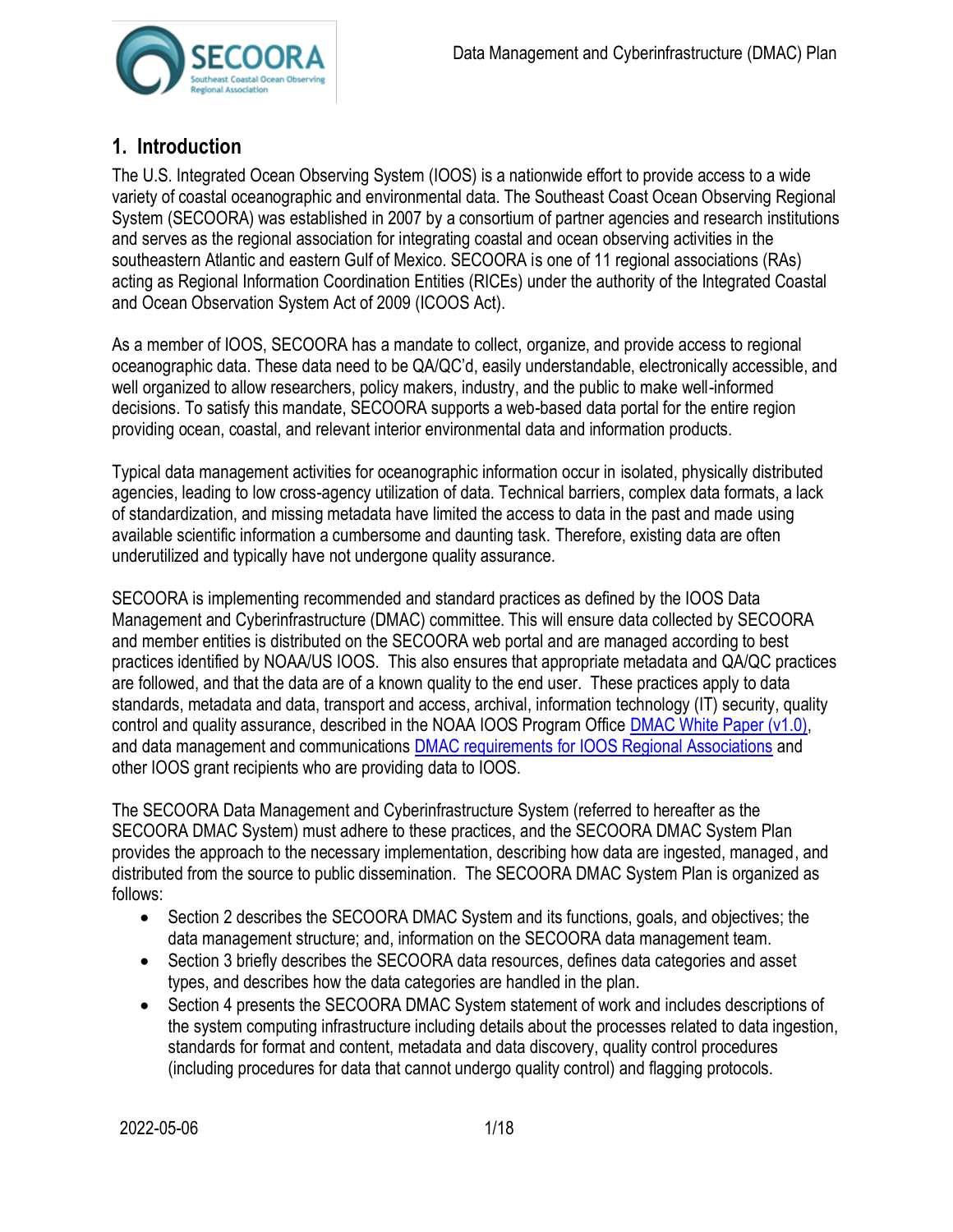# 1. Introduction

The U.S. Integrated Ocean Observing System (IOOS) is a nationwide effort to provide access to a wide variety of coastal oceanographic and environmental data. The Southeast Coast Ocean Observing Regional System (SECOORA) was established in 2007 by a consortium of partner agencies and research institutions and serves as the regional association for integrating coastal and ocean observing activities in the southeastern Atlantic and eastern Gulf of Mexico. SECOORA is one of 11 regional associations (RAs) acting as Regional Information Coordination Entities (RICEs) under the authority of the Integrated Coastal and Ocean Observation System Act of 2009 (ICOOS Act).

As a member of IOOS, SECOORA has a mandate to collect, organize, and provide access to regional oceanographic data. These data need to be QA/QC'd, easily understandable, electronically accessible, and well organized to allow researchers, policy makers, industry, and the public to make well-informed decisions. To satisfy this mandate, SECOORA supports a web-based data portal for the entire region providing ocean, coastal, and relevant interior environmental data and information products.

Typical data management activities for oceanographic information occur in isolated, physically distributed agencies, leading to low cross-agency utilization of data. Technical barriers, complex data formats, a lack of standardization, and missing metadata have limited the access to data in the past and made using available scientific information a cumbersome and daunting task. Therefore, existing data are often underutilized and typically have not undergone quality assurance.

SECOORA is implementing recommended and standard practices as defined by the IOOS Data Management and Cyberinfrastructure (DMAC) committee. This will ensure data collected by SECOORA and member entities is distributed on the SECOORA web portal and are managed according to best practices identified by NOAA/US IOOS. This also ensures that appropriate metadata and QA/QC practices are followed, and that the data are of a known quality to the end user. These practices apply to data standards, metadata and data, transport and access, archival, information technology (IT) security, quality control and quality assurance, described in the NOAA IOOS Program Office DMAC White Paper (v1.0), and data management and communications DMAC requirements for IOOS Regional Associations and other IOOS grant recipients who are providing data to IOOS.

The SECOORA Data Management and Cyberinfrastructure System (referred to hereafter as the SECOORA DMAC System) must adhere to these practices, and the SECOORA DMAC System Plan provides the approach to the necessary implementation, describing how data are ingested, managed, and distributed from the source to public dissemination. The SECOORA DMAC System Plan is organized as follows:

- Section 2 describes the SECOORA DMAC System and its functions, goals, and objectives; the data management structure; and, information on the SECOORA data management team.
- Section 3 briefly describes the SECOORA data resources, defines data categories and asset types, and describes how the data categories are handled in the plan.
- Section 4 presents the SECOORA DMAC System statement of work and includes descriptions of the system computing infrastructure including details about the processes related to data ingestion, standards for format and content, metadata and data discovery, quality control procedures (including procedures for data that cannot undergo quality control) and flagging protocols.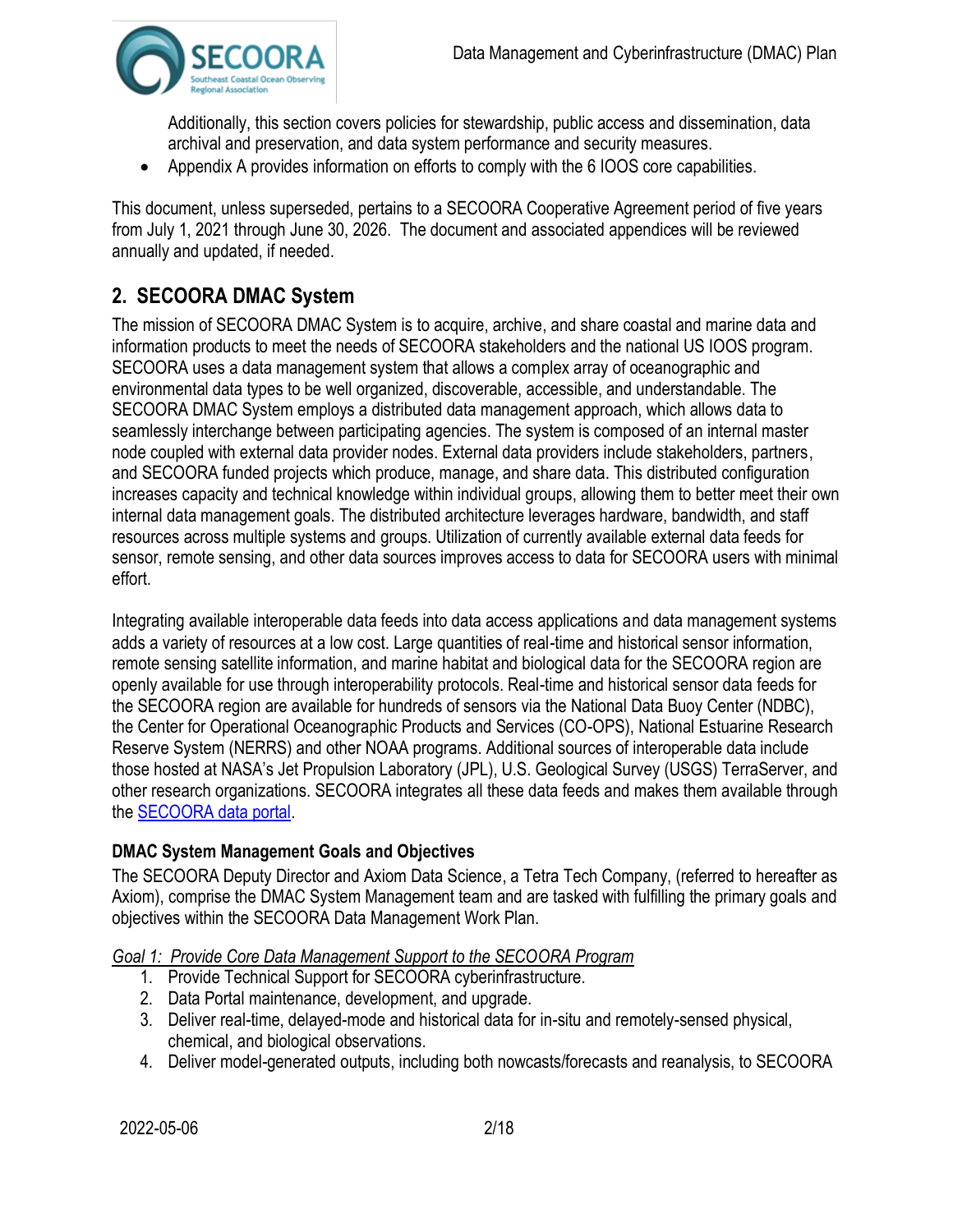Additionally, this section covers policies for stewardship, public access and dissemination, data archival and preservation, and data system performance and security measures.

- Appendix A provides information on efforts to comply with the 6 IOOS core capabilities.

This document, unless superseded, pertains to a SECOORA Cooperative Agreement period of five years from July 1, 2021 through June 30, 2026. The document and associated appendices will be reviewed annually and updated, if needed.

## 2. SECOORA DMAC System

The mission of SECOORA DMAC System is to acquire, archive, and share coastal and marine data and information products to meet the needs of SECOORA stakeholders and the national US IOOS program. SECOORA uses a data management system that allows a complex array of oceanographic and environmental data types to be well organized, discoverable, accessible, and understandable. The SECOORA DMAC System employs a distributed data management approach, which allows data to seamlessly interchange between participating agencies. The system is composed of an internal master node coupled with external data provider nodes. External data providers include stakeholders, partners, and SECOORA funded projects which produce, manage, and share data. This distributed configuration increases capacity and technical knowledge within individual groups, allowing them to better meet their own internal data management goals. The distributed architecture leverages hardware, bandwidth, and staff resources across multiple systems and groups. Utilization of currently available external data feeds for sensor, remote sensing, and other data sources improves access to data for SECOORA users with minimal effort.

Integrating available interoperable data feeds into data access applications and data management systems adds a variety of resources at a low cost. Large quantities of real-time and historical sensor information, remote sensing satellite information, and marine habitat and biological data for the SECOORA region are openly available for use through interoperability protocols. Real-time and historical sensor data feeds for the SECOORA region are available for hundreds of sensors via the National Data Buoy Center (NDBC), the Center for Operational Oceanographic Products and Services (CO-OPS), National Estuarine Research Reserve System (NERRS) and other NOAA programs. Additional sources of interoperable data include those hosted at NASA's Jet Propulsion Laboratory (JPL), U.S. Geological Survey (USGS) TerraServer, and other research organizations. SECOORA integrates all these data feeds and makes them available through the SECOORA data portal.

### DMAC System Management Goals and Objectives

The SECOORA Deputy Director and Axiom Data Science, a Tetra Tech Company, (referred to hereafter as Axiom), comprise the DMAC System Management team and are tasked with fulfilling the primary goals and objectives within the SECOORA Data Management Work Plan.

*Goal 1: Provide Core Data Management Support to the SECOORA Program*

1. Provide Technical Support for SECOORA cyberinfrastructure.
2. Data Portal maintenance, development, and upgrade.
3. Deliver real-time, delayed-mode and historical data for in-situ and remotely-sensed physical, chemical, and biological observations.
4. Deliver model-generated outputs, including both nowcasts/forecasts and reanalysis, to SECOORA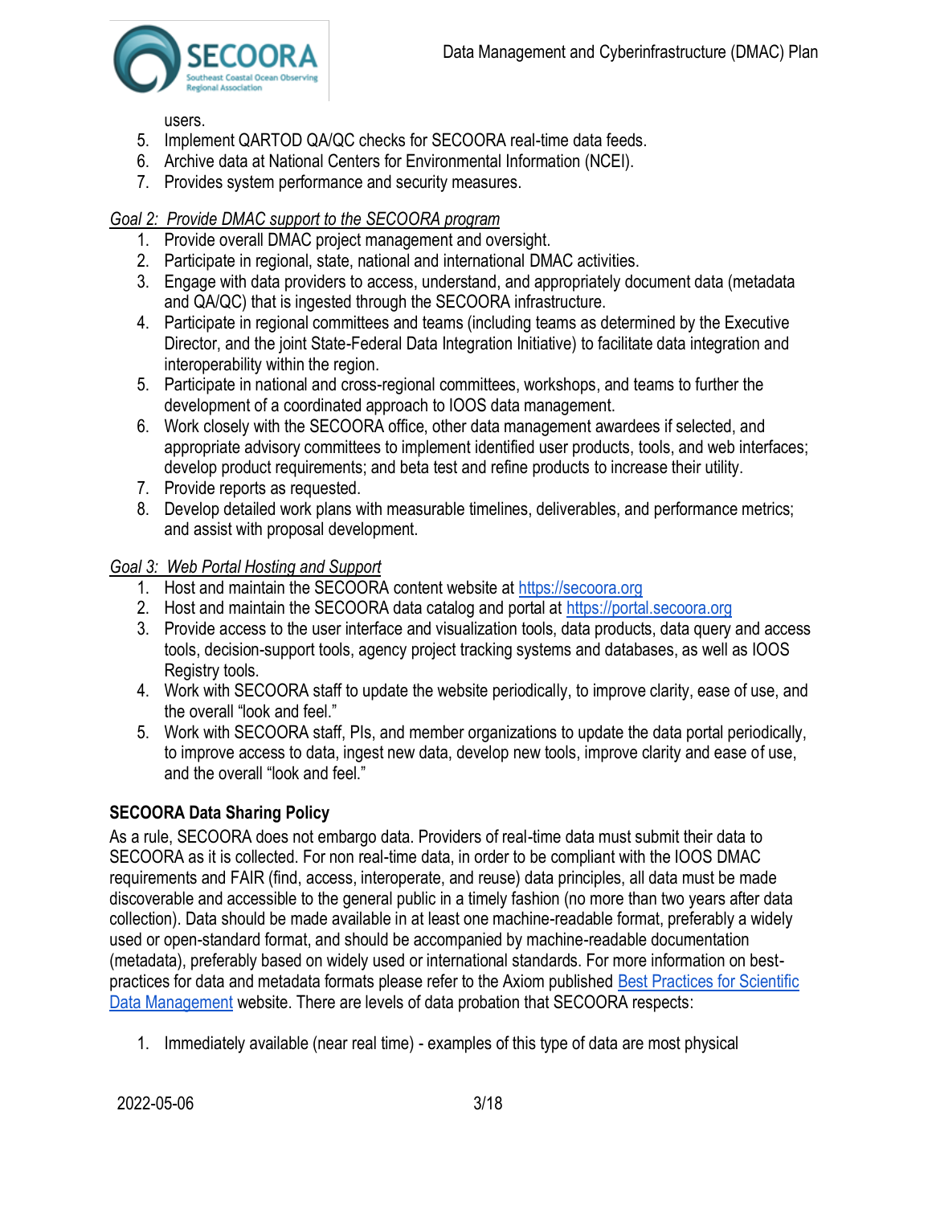users.

5. Implement QARTOD QA/QC checks for SECOORA real-time data feeds.
6. Archive data at National Centers for Environmental Information (NCEI).
7. Provides system performance and security measures.

*Goal 2: Provide DMAC support to the SECOORA program*

1. Provide overall DMAC project management and oversight.
2. Participate in regional, state, national and international DMAC activities.
3. Engage with data providers to access, understand, and appropriately document data (metadata and QA/QC) that is ingested through the SECOORA infrastructure.
4. Participate in regional committees and teams (including teams as determined by the Executive Director, and the joint State-Federal Data Integration Initiative) to facilitate data integration and interoperability within the region.
5. Participate in national and cross-regional committees, workshops, and teams to further the development of a coordinated approach to IOOS data management.
6. Work closely with the SECOORA office, other data management awardees if selected, and appropriate advisory committees to implement identified user products, tools, and web interfaces; develop product requirements; and beta test and refine products to increase their utility.
7. Provide reports as requested.
8. Develop detailed work plans with measurable timelines, deliverables, and performance metrics; and assist with proposal development.

*Goal 3: Web Portal Hosting and Support*

1. Host and maintain the SECOORA content website at [https://secoora.org](https://secoora.org)
2. Host and maintain the SECOORA data catalog and portal at [https://portal.secoora.org](https://portal.secoora.org)
3. Provide access to the user interface and visualization tools, data products, data query and access tools, decision-support tools, agency project tracking systems and databases, as well as IOOS Registry tools.
4. Work with SECOORA staff to update the website periodically, to improve clarity, ease of use, and the overall "look and feel."
5. Work with SECOORA staff, PIs, and member organizations to update the data portal periodically, to improve access to data, ingest new data, develop new tools, improve clarity and ease of use, and the overall "look and feel."

**SECOORA Data Sharing Policy**

As a rule, SECOORA does not embargo data. Providers of real-time data must submit their data to SECOORA as it is collected. For non real-time data, in order to be compliant with the IOOS DMAC requirements and FAIR (find, access, interoperate, and reuse) data principles, all data must be made discoverable and accessible to the general public in a timely fashion (no more than two years after data collection). Data should be made available in at least one machine-readable format, preferably a widely used or open-standard format, and should be accompanied by machine-readable documentation (metadata), preferably based on widely used or international standards. For more information on best-practices for data and metadata formats please refer to the Axiom published Best Practices for Scientific Data Management website. There are levels of data probation that SECOORA respects:

1. Immediately available (near real time) - examples of this type of data are most physical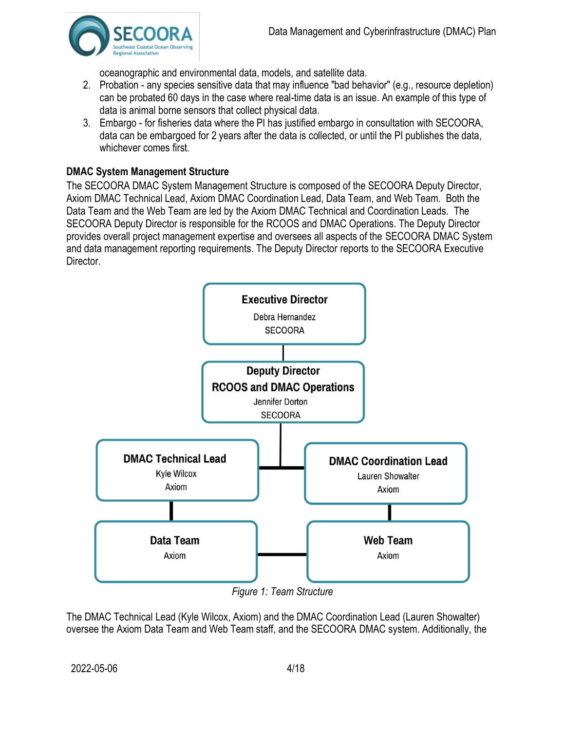oceanographic and environmental data, models, and satellite data.

2. Probation - any species sensitive data that may influence "bad behavior" (e.g., resource depletion) can be probated 60 days in the case where real-time data is an issue. An example of this type of data is animal borne sensors that collect physical data.
3. Embargo - for fisheries data where the PI has justified embargo in consultation with SECOORA, data can be embargoed for 2 years after the data is collected, or until the PI publishes the data, whichever comes first.

### DMAC System Management Structure

The SECOORA DMAC System Management Structure is composed of the SECOORA Deputy Director, Axiom DMAC Technical Lead, Axiom DMAC Coordination Lead, Data Team, and Web Team. Both the Data Team and the Web Team are led by the Axiom DMAC Technical and Coordination Leads. The SECOORA Deputy Director is responsible for the RCOOS and DMAC Operations. The Deputy Director provides overall project management expertise and oversees all aspects of the SECOORA DMAC System and data management reporting requirements. The Deputy Director reports to the SECOORA Executive Director.

**Executive Director**
Debra Hernandez
SECOORA

**Deputy Director**
**RCOOS and DMAC Operations**
Jennifer Dorton
SECOORA

**DMAC Technical Lead**
Kyle Wilcox
Axiom

**DMAC Coordination Lead**
Lauren Showalter
Axiom

**Data Team**
Axiom

**Web Team**
Axiom

*Figure 1: Team Structure*

The DMAC Technical Lead (Kyle Wilcox, Axiom) and the DMAC Coordination Lead (Lauren Showalter) oversee the Axiom Data Team and Web Team staff, and the SECOORA DMAC system. Additionally, the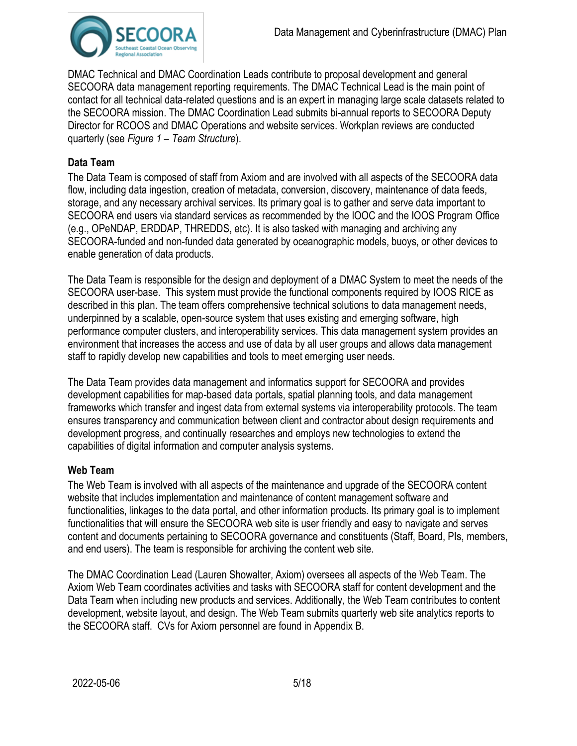DMAC Technical and DMAC Coordination Leads contribute to proposal development and general SECOORA data management reporting requirements. The DMAC Technical Lead is the main point of contact for all technical data-related questions and is an expert in managing large scale datasets related to the SECOORA mission. The DMAC Coordination Lead submits bi-annual reports to SECOORA Deputy Director for RCOOS and DMAC Operations and website services. Workplan reviews are conducted quarterly (see *Figure 1 – Team Structure*).

### Data Team

The Data Team is composed of staff from Axiom and are involved with all aspects of the SECOORA data flow, including data ingestion, creation of metadata, conversion, discovery, maintenance of data feeds, storage, and any necessary archival services. Its primary goal is to gather and serve data important to SECOORA end users via standard services as recommended by the IOOC and the IOOS Program Office (e.g., OPeNDAP, ERDDAP, THREDDS, etc). It is also tasked with managing and archiving any SECOORA-funded and non-funded data generated by oceanographic models, buoys, or other devices to enable generation of data products.

The Data Team is responsible for the design and deployment of a DMAC System to meet the needs of the SECOORA user-base. This system must provide the functional components required by IOOS RICE as described in this plan. The team offers comprehensive technical solutions to data management needs, underpinned by a scalable, open-source system that uses existing and emerging software, high performance computer clusters, and interoperability services. This data management system provides an environment that increases the access and use of data by all user groups and allows data management staff to rapidly develop new capabilities and tools to meet emerging user needs.

The Data Team provides data management and informatics support for SECOORA and provides development capabilities for map-based data portals, spatial planning tools, and data management frameworks which transfer and ingest data from external systems via interoperability protocols. The team ensures transparency and communication between client and contractor about design requirements and development progress, and continually researches and employs new technologies to extend the capabilities of digital information and computer analysis systems.

### Web Team

The Web Team is involved with all aspects of the maintenance and upgrade of the SECOORA content website that includes implementation and maintenance of content management software and functionalities, linkages to the data portal, and other information products. Its primary goal is to implement functionalities that will ensure the SECOORA web site is user friendly and easy to navigate and serves content and documents pertaining to SECOORA governance and constituents (Staff, Board, PIs, members, and end users). The team is responsible for archiving the content web site.

The DMAC Coordination Lead (Lauren Showalter, Axiom) oversees all aspects of the Web Team. The Axiom Web Team coordinates activities and tasks with SECOORA staff for content development and the Data Team when including new products and services. Additionally, the Web Team contributes to content development, website layout, and design. The Web Team submits quarterly web site analytics reports to the SECOORA staff. CVs for Axiom personnel are found in Appendix B.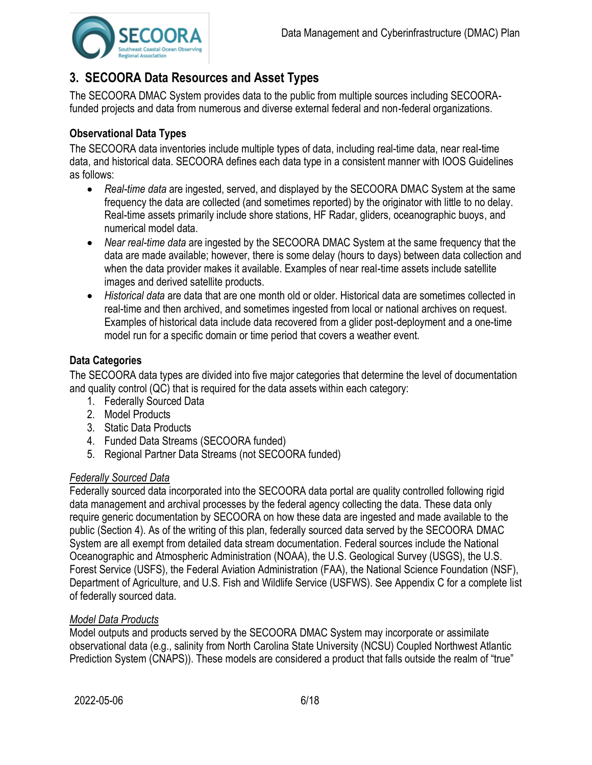## 3. SECOORA Data Resources and Asset Types

The SECOORA DMAC System provides data to the public from multiple sources including SECOORA-funded projects and data from numerous and diverse external federal and non-federal organizations.

### Observational Data Types

The SECOORA data inventories include multiple types of data, including real-time data, near real-time data, and historical data. SECOORA defines each data type in a consistent manner with IOOS Guidelines as follows:

- *Real-time data* are ingested, served, and displayed by the SECOORA DMAC System at the same frequency the data are collected (and sometimes reported) by the originator with little to no delay. Real-time assets primarily include shore stations, HF Radar, gliders, oceanographic buoys, and numerical model data.
- *Near real-time data* are ingested by the SECOORA DMAC System at the same frequency that the data are made available; however, there is some delay (hours to days) between data collection and when the data provider makes it available. Examples of near real-time assets include satellite images and derived satellite products.
- *Historical data* are data that are one month old or older. Historical data are sometimes collected in real-time and then archived, and sometimes ingested from local or national archives on request. Examples of historical data include data recovered from a glider post-deployment and a one-time model run for a specific domain or time period that covers a weather event.

### Data Categories

The SECOORA data types are divided into five major categories that determine the level of documentation and quality control (QC) that is required for the data assets within each category:

1. Federally Sourced Data
2. Model Products
3. Static Data Products
4. Funded Data Streams (SECOORA funded)
5. Regional Partner Data Streams (not SECOORA funded)

#### Federally Sourced Data

Federally sourced data incorporated into the SECOORA data portal are quality controlled following rigid data management and archival processes by the federal agency collecting the data. These data only require generic documentation by SECOORA on how these data are ingested and made available to the public (Section 4). As of the writing of this plan, federally sourced data served by the SECOORA DMAC System are all exempt from detailed data stream documentation. Federal sources include the National Oceanographic and Atmospheric Administration (NOAA), the U.S. Geological Survey (USGS), the U.S. Forest Service (USFS), the Federal Aviation Administration (FAA), the National Science Foundation (NSF), Department of Agriculture, and U.S. Fish and Wildlife Service (USFWS). See Appendix C for a complete list of federally sourced data.

#### Model Data Products

Model outputs and products served by the SECOORA DMAC System may incorporate or assimilate observational data (e.g., salinity from North Carolina State University (NCSU) Coupled Northwest Atlantic Prediction System (CNAPS)). These models are considered a product that falls outside the realm of "true"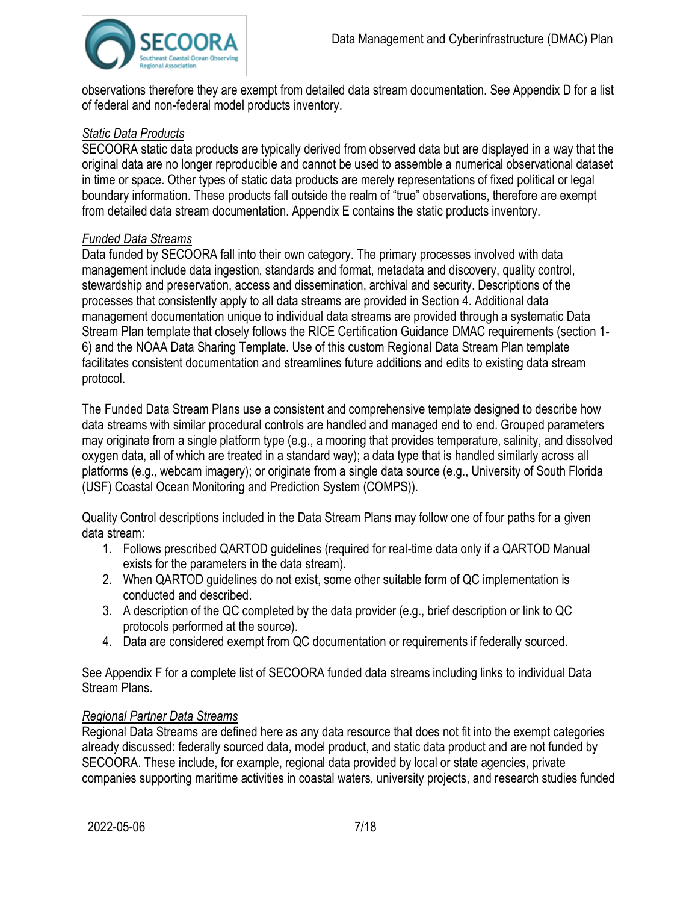observations therefore they are exempt from detailed data stream documentation. See Appendix D for a list of federal and non-federal model products inventory.

*Static Data Products*

SECOORA static data products are typically derived from observed data but are displayed in a way that the original data are no longer reproducible and cannot be used to assemble a numerical observational dataset in time or space. Other types of static data products are merely representations of fixed political or legal boundary information. These products fall outside the realm of "true" observations, therefore are exempt from detailed data stream documentation. Appendix E contains the static products inventory.

*Funded Data Streams*

Data funded by SECOORA fall into their own category. The primary processes involved with data management include data ingestion, standards and format, metadata and discovery, quality control, stewardship and preservation, access and dissemination, archival and security. Descriptions of the processes that consistently apply to all data streams are provided in Section 4. Additional data management documentation unique to individual data streams are provided through a systematic Data Stream Plan template that closely follows the RICE Certification Guidance DMAC requirements (section 1-6) and the NOAA Data Sharing Template. Use of this custom Regional Data Stream Plan template facilitates consistent documentation and streamlines future additions and edits to existing data stream protocol.

The Funded Data Stream Plans use a consistent and comprehensive template designed to describe how data streams with similar procedural controls are handled and managed end to end. Grouped parameters may originate from a single platform type (e.g., a mooring that provides temperature, salinity, and dissolved oxygen data, all of which are treated in a standard way); a data type that is handled similarly across all platforms (e.g., webcam imagery); or originate from a single data source (e.g., University of South Florida (USF) Coastal Ocean Monitoring and Prediction System (COMPS)).

Quality Control descriptions included in the Data Stream Plans may follow one of four paths for a given data stream:

1. Follows prescribed QARTOD guidelines (required for real-time data only if a QARTOD Manual exists for the parameters in the data stream).
2. When QARTOD guidelines do not exist, some other suitable form of QC implementation is conducted and described.
3. A description of the QC completed by the data provider (e.g., brief description or link to QC protocols performed at the source).
4. Data are considered exempt from QC documentation or requirements if federally sourced.

See Appendix F for a complete list of SECOORA funded data streams including links to individual Data Stream Plans.

*Regional Partner Data Streams*

Regional Data Streams are defined here as any data resource that does not fit into the exempt categories already discussed: federally sourced data, model product, and static data product and are not funded by SECOORA. These include, for example, regional data provided by local or state agencies, private companies supporting maritime activities in coastal waters, university projects, and research studies funded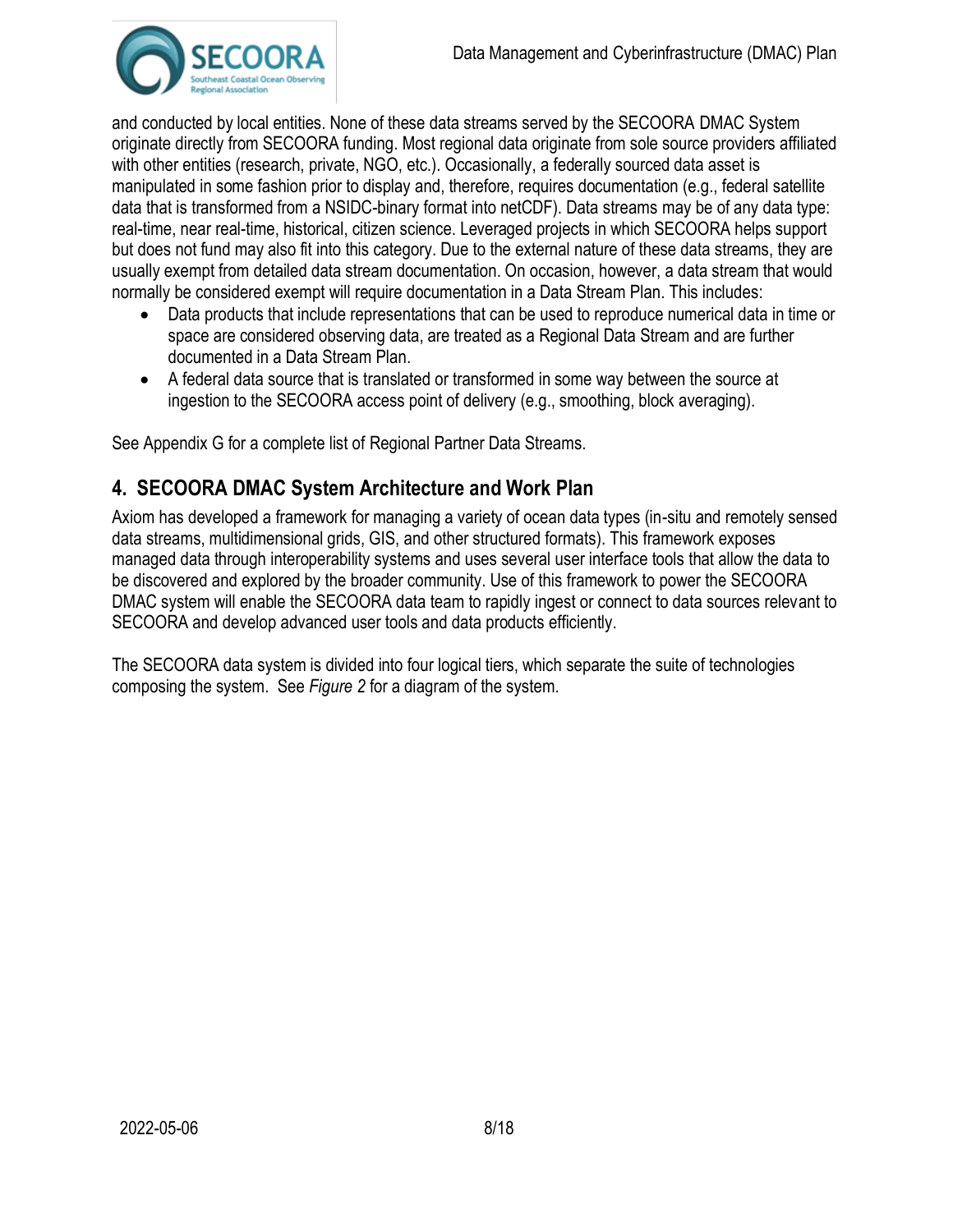and conducted by local entities. None of these data streams served by the SECOORA DMAC System originate directly from SECOORA funding. Most regional data originate from sole source providers affiliated with other entities (research, private, NGO, etc.). Occasionally, a federally sourced data asset is manipulated in some fashion prior to display and, therefore, requires documentation (e.g., federal satellite data that is transformed from a NSIDC-binary format into netCDF). Data streams may be of any data type: real-time, near real-time, historical, citizen science. Leveraged projects in which SECOORA helps support but does not fund may also fit into this category. Due to the external nature of these data streams, they are usually exempt from detailed data stream documentation. On occasion, however, a data stream that would normally be considered exempt will require documentation in a Data Stream Plan. This includes:

- Data products that include representations that can be used to reproduce numerical data in time or space are considered observing data, are treated as a Regional Data Stream and are further documented in a Data Stream Plan.
- A federal data source that is translated or transformed in some way between the source at ingestion to the SECOORA access point of delivery (e.g., smoothing, block averaging).

See Appendix G for a complete list of Regional Partner Data Streams.

## 4. SECOORA DMAC System Architecture and Work Plan

Axiom has developed a framework for managing a variety of ocean data types (in-situ and remotely sensed data streams, multidimensional grids, GIS, and other structured formats). This framework exposes managed data through interoperability systems and uses several user interface tools that allow the data to be discovered and explored by the broader community. Use of this framework to power the SECOORA DMAC system will enable the SECOORA data team to rapidly ingest or connect to data sources relevant to SECOORA and develop advanced user tools and data products efficiently.

The SECOORA data system is divided into four logical tiers, which separate the suite of technologies composing the system. See *Figure 2* for a diagram of the system.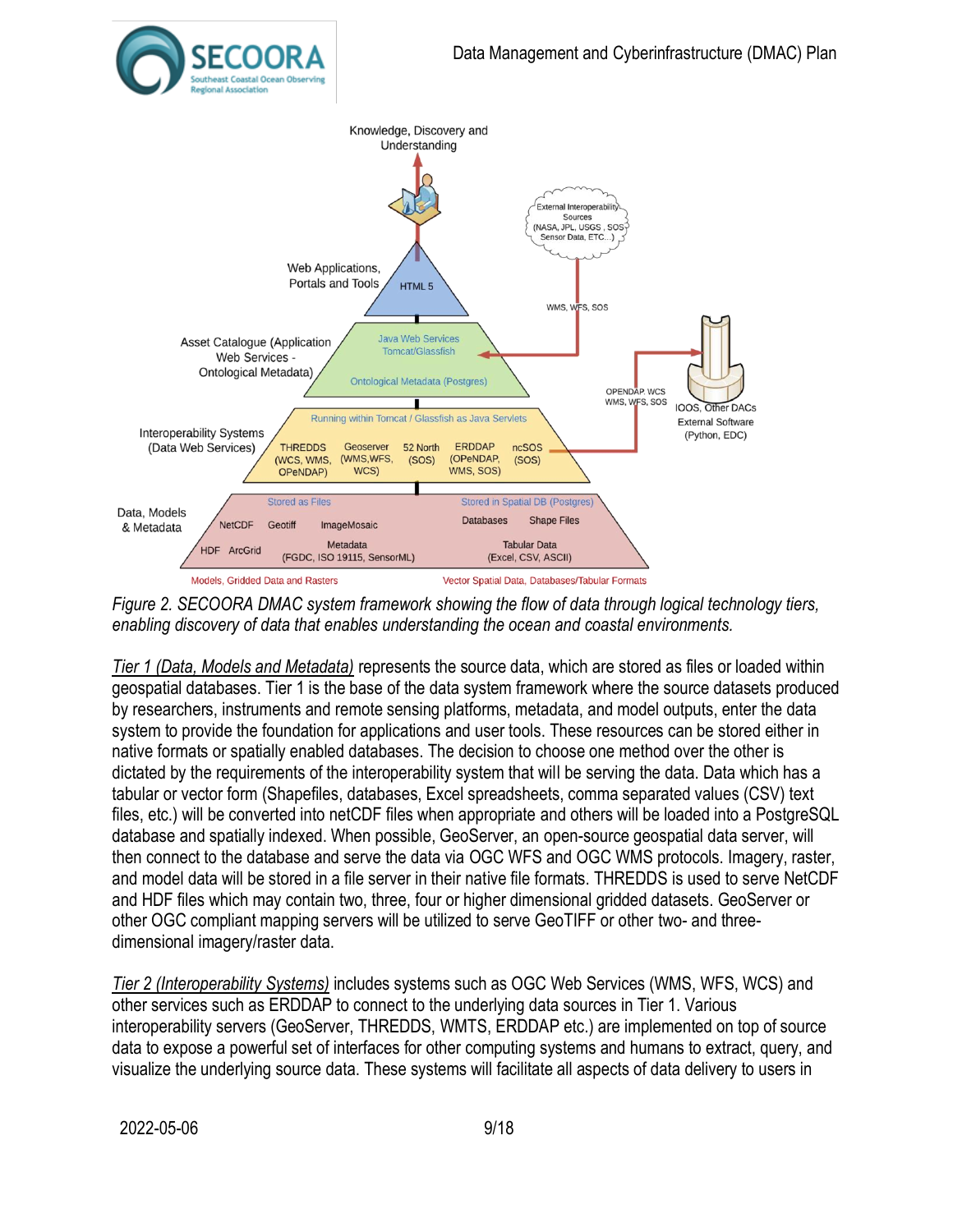*Figure 2. SECOORA DMAC system framework showing the flow of data through logical technology tiers, enabling discovery of data that enables understanding the ocean and coastal environments.*

*Tier 1 (Data, Models and Metadata)* represents the source data, which are stored as files or loaded within geospatial databases. Tier 1 is the base of the data system framework where the source datasets produced by researchers, instruments and remote sensing platforms, metadata, and model outputs, enter the data system to provide the foundation for applications and user tools. These resources can be stored either in native formats or spatially enabled databases. The decision to choose one method over the other is dictated by the requirements of the interoperability system that will be serving the data. Data which has a tabular or vector form (Shapefiles, databases, Excel spreadsheets, comma separated values (CSV) text files, etc.) will be converted into netCDF files when appropriate and others will be loaded into a PostgreSQL database and spatially indexed. When possible, GeoServer, an open-source geospatial data server, will then connect to the database and serve the data via OGC WFS and OGC WMS protocols. Imagery, raster, and model data will be stored in a file server in their native file formats. THREDDS is used to serve NetCDF and HDF files which may contain two, three, four or higher dimensional gridded datasets. GeoServer or other OGC compliant mapping servers will be utilized to serve GeoTIFF or other two- and three-dimensional imagery/raster data.

*Tier 2 (Interoperability Systems)* includes systems such as OGC Web Services (WMS, WFS, WCS) and other services such as ERDDAP to connect to the underlying data sources in Tier 1. Various interoperability servers (GeoServer, THREDDS, WMTS, ERDDAP etc.) are implemented on top of source data to expose a powerful set of interfaces for other computing systems and humans to extract, query, and visualize the underlying source data. These systems will facilitate all aspects of data delivery to users in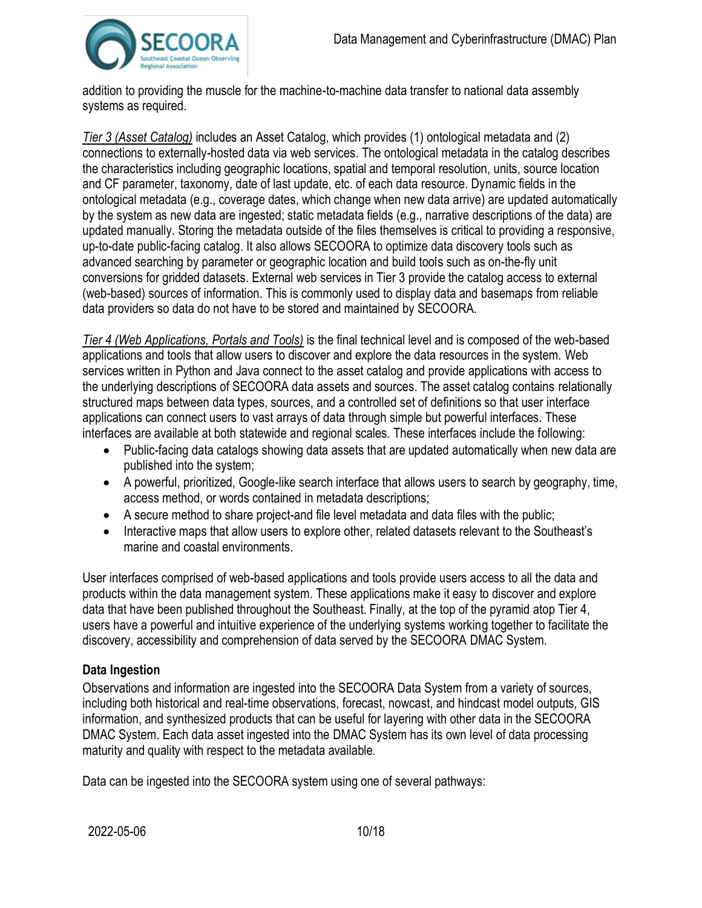addition to providing the muscle for the machine-to-machine data transfer to national data assembly systems as required.

*Tier 3 (Asset Catalog)* includes an Asset Catalog, which provides (1) ontological metadata and (2) connections to externally-hosted data via web services. The ontological metadata in the catalog describes the characteristics including geographic locations, spatial and temporal resolution, units, source location and CF parameter, taxonomy, date of last update, etc. of each data resource. Dynamic fields in the ontological metadata (e.g., coverage dates, which change when new data arrive) are updated automatically by the system as new data are ingested; static metadata fields (e.g., narrative descriptions of the data) are updated manually. Storing the metadata outside of the files themselves is critical to providing a responsive, up-to-date public-facing catalog. It also allows SECOORA to optimize data discovery tools such as advanced searching by parameter or geographic location and build tools such as on-the-fly unit conversions for gridded datasets. External web services in Tier 3 provide the catalog access to external (web-based) sources of information. This is commonly used to display data and basemaps from reliable data providers so data do not have to be stored and maintained by SECOORA.

*Tier 4 (Web Applications, Portals and Tools)* is the final technical level and is composed of the web-based applications and tools that allow users to discover and explore the data resources in the system. Web services written in Python and Java connect to the asset catalog and provide applications with access to the underlying descriptions of SECOORA data assets and sources. The asset catalog contains relationally structured maps between data types, sources, and a controlled set of definitions so that user interface applications can connect users to vast arrays of data through simple but powerful interfaces. These interfaces are available at both statewide and regional scales. These interfaces include the following:

- Public-facing data catalogs showing data assets that are updated automatically when new data are published into the system;
- A powerful, prioritized, Google-like search interface that allows users to search by geography, time, access method, or words contained in metadata descriptions;
- A secure method to share project-and file level metadata and data files with the public;
- Interactive maps that allow users to explore other, related datasets relevant to the Southeast's marine and coastal environments.

User interfaces comprised of web-based applications and tools provide users access to all the data and products within the data management system. These applications make it easy to discover and explore data that have been published throughout the Southeast. Finally, at the top of the pyramid atop Tier 4, users have a powerful and intuitive experience of the underlying systems working together to facilitate the discovery, accessibility and comprehension of data served by the SECOORA DMAC System.

**Data Ingestion**

Observations and information are ingested into the SECOORA Data System from a variety of sources, including both historical and real-time observations, forecast, nowcast, and hindcast model outputs, GIS information, and synthesized products that can be useful for layering with other data in the SECOORA DMAC System. Each data asset ingested into the DMAC System has its own level of data processing maturity and quality with respect to the metadata available.

Data can be ingested into the SECOORA system using one of several pathways: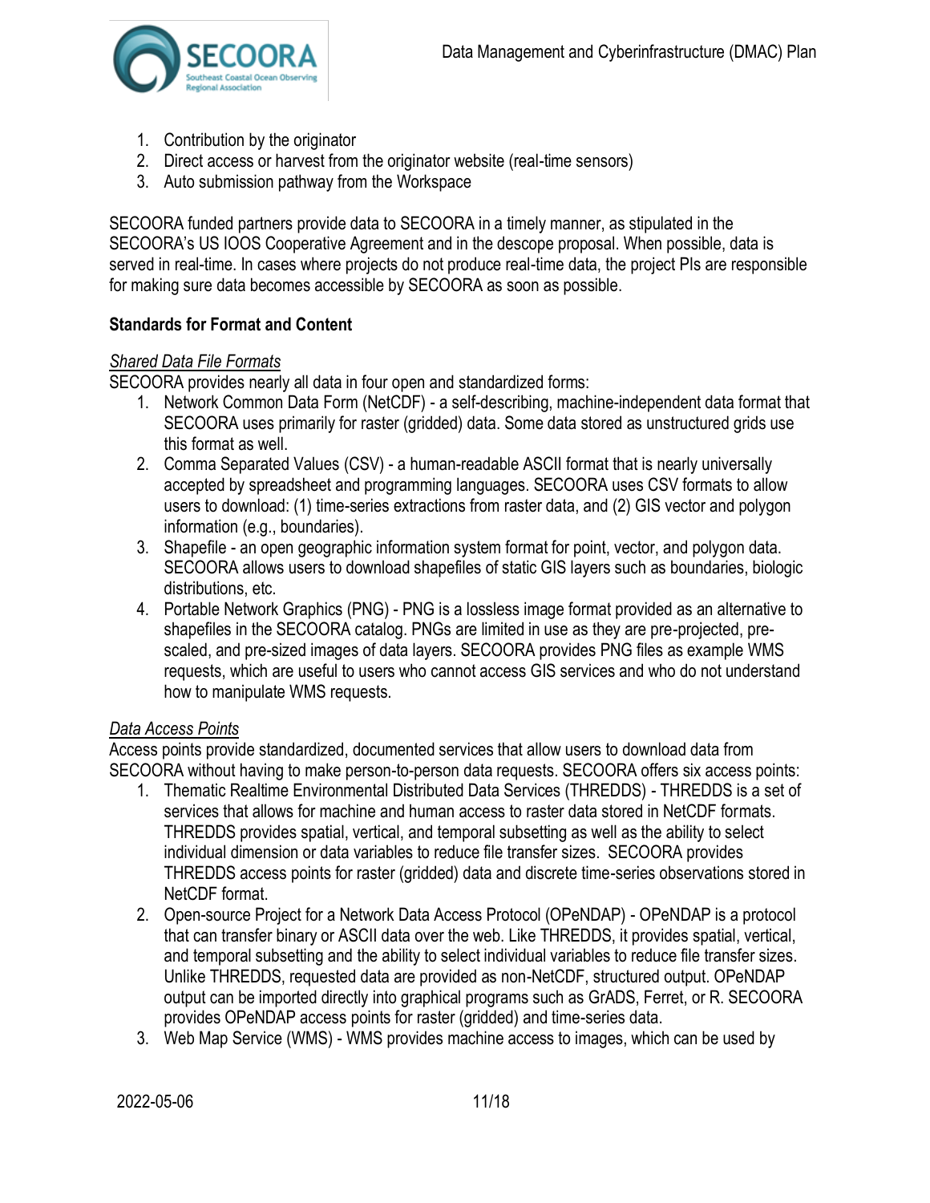1. Contribution by the originator
2. Direct access or harvest from the originator website (real-time sensors)
3. Auto submission pathway from the Workspace

SECOORA funded partners provide data to SECOORA in a timely manner, as stipulated in the SECOORA's US IOOS Cooperative Agreement and in the descope proposal. When possible, data is served in real-time. In cases where projects do not produce real-time data, the project PIs are responsible for making sure data becomes accessible by SECOORA as soon as possible.

**Standards for Format and Content**

*Shared Data File Formats*

SECOORA provides nearly all data in four open and standardized forms:

1. Network Common Data Form (NetCDF) - a self-describing, machine-independent data format that SECOORA uses primarily for raster (gridded) data. Some data stored as unstructured grids use this format as well.
2. Comma Separated Values (CSV) - a human-readable ASCII format that is nearly universally accepted by spreadsheet and programming languages. SECOORA uses CSV formats to allow users to download: (1) time-series extractions from raster data, and (2) GIS vector and polygon information (e.g., boundaries).
3. Shapefile - an open geographic information system format for point, vector, and polygon data. SECOORA allows users to download shapefiles of static GIS layers such as boundaries, biologic distributions, etc.
4. Portable Network Graphics (PNG) - PNG is a lossless image format provided as an alternative to shapefiles in the SECOORA catalog. PNGs are limited in use as they are pre-projected, pre-scaled, and pre-sized images of data layers. SECOORA provides PNG files as example WMS requests, which are useful to users who cannot access GIS services and who do not understand how to manipulate WMS requests.

*Data Access Points*

Access points provide standardized, documented services that allow users to download data from SECOORA without having to make person-to-person data requests. SECOORA offers six access points:

1. Thematic Realtime Environmental Distributed Data Services (THREDDS) - THREDDS is a set of services that allows for machine and human access to raster data stored in NetCDF formats. THREDDS provides spatial, vertical, and temporal subsetting as well as the ability to select individual dimension or data variables to reduce file transfer sizes. SECOORA provides THREDDS access points for raster (gridded) data and discrete time-series observations stored in NetCDF format.
2. Open-source Project for a Network Data Access Protocol (OPeNDAP) - OPeNDAP is a protocol that can transfer binary or ASCII data over the web. Like THREDDS, it provides spatial, vertical, and temporal subsetting and the ability to select individual variables to reduce file transfer sizes. Unlike THREDDS, requested data are provided as non-NetCDF, structured output. OPeNDAP output can be imported directly into graphical programs such as GrADS, Ferret, or R. SECOORA provides OPeNDAP access points for raster (gridded) and time-series data.
3. Web Map Service (WMS) - WMS provides machine access to images, which can be used by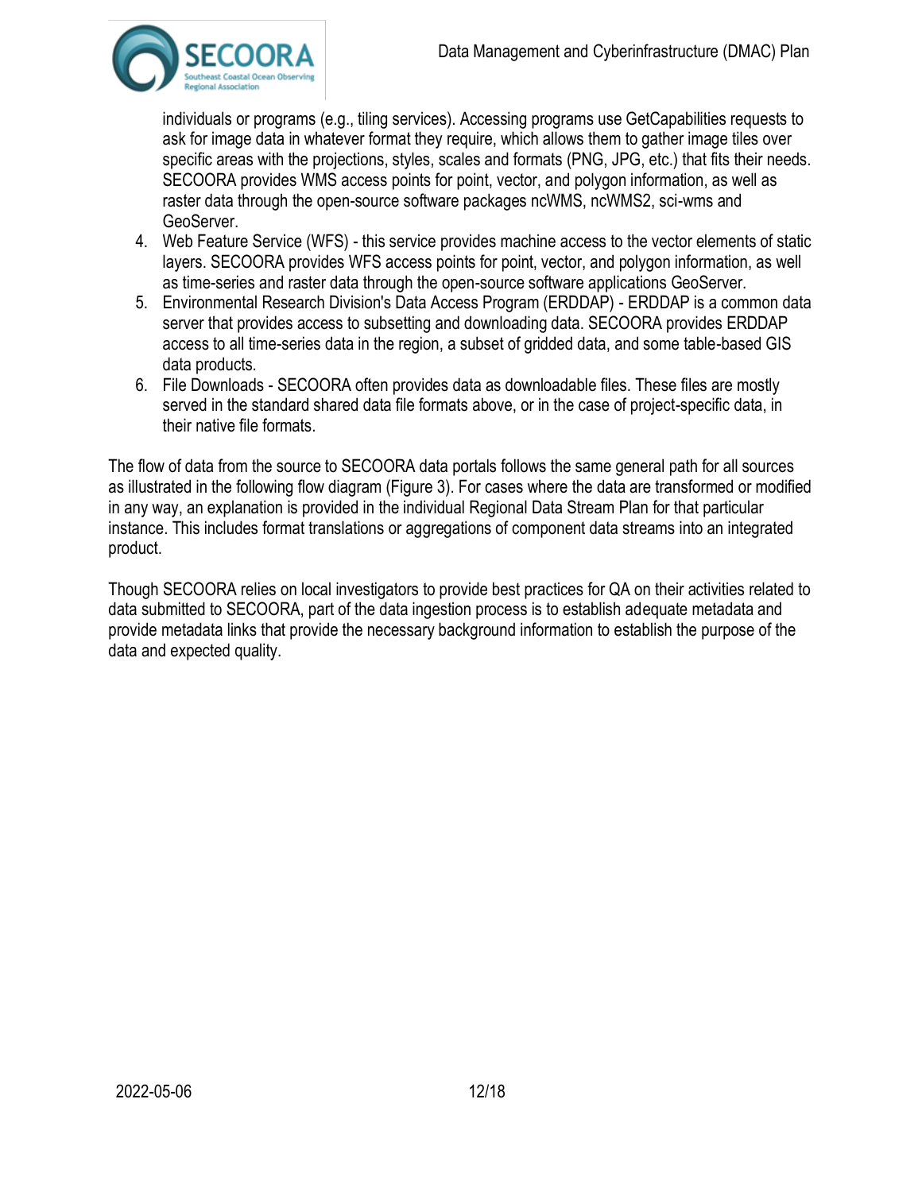individuals or programs (e.g., tiling services). Accessing programs use GetCapabilities requests to ask for image data in whatever format they require, which allows them to gather image tiles over specific areas with the projections, styles, scales and formats (PNG, JPG, etc.) that fits their needs. SECOORA provides WMS access points for point, vector, and polygon information, as well as raster data through the open-source software packages ncWMS, ncWMS2, sci-wms and GeoServer.

4. Web Feature Service (WFS) - this service provides machine access to the vector elements of static layers. SECOORA provides WFS access points for point, vector, and polygon information, as well as time-series and raster data through the open-source software applications GeoServer.
5. Environmental Research Division's Data Access Program (ERDDAP) - ERDDAP is a common data server that provides access to subsetting and downloading data. SECOORA provides ERDDAP access to all time-series data in the region, a subset of gridded data, and some table-based GIS data products.
6. File Downloads - SECOORA often provides data as downloadable files. These files are mostly served in the standard shared data file formats above, or in the case of project-specific data, in their native file formats.

The flow of data from the source to SECOORA data portals follows the same general path for all sources as illustrated in the following flow diagram (Figure 3). For cases where the data are transformed or modified in any way, an explanation is provided in the individual Regional Data Stream Plan for that particular instance. This includes format translations or aggregations of component data streams into an integrated product.

Though SECOORA relies on local investigators to provide best practices for QA on their activities related to data submitted to SECOORA, part of the data ingestion process is to establish adequate metadata and provide metadata links that provide the necessary background information to establish the purpose of the data and expected quality.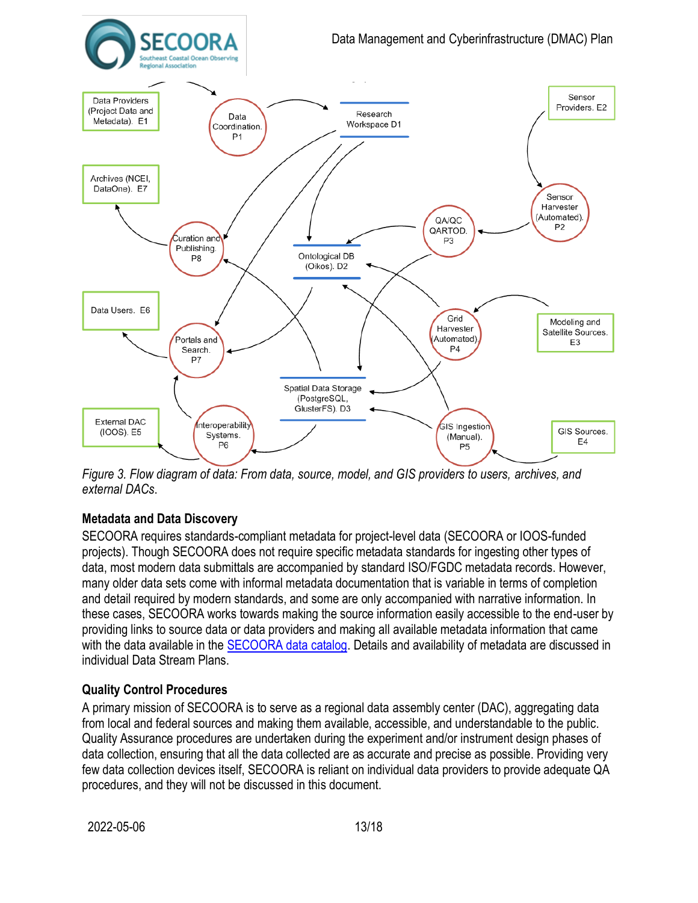Figure 3. Flow diagram of data: From data, source, model, and GIS providers to users, archives, and external DACs.

### Metadata and Data Discovery

SECOORA requires standards-compliant metadata for project-level data (SECOORA or IOOS-funded projects). Though SECOORA does not require specific metadata standards for ingesting other types of data, most modern data submittals are accompanied by standard ISO/FGDC metadata records. However, many older data sets come with informal metadata documentation that is variable in terms of completion and detail required by modern standards, and some are only accompanied with narrative information. In these cases, SECOORA works towards making the source information easily accessible to the end-user by providing links to source data or data providers and making all available metadata information that came with the data available in the SECOORA data catalog. Details and availability of metadata are discussed in individual Data Stream Plans.

### Quality Control Procedures

A primary mission of SECOORA is to serve as a regional data assembly center (DAC), aggregating data from local and federal sources and making them available, accessible, and understandable to the public. Quality Assurance procedures are undertaken during the experiment and/or instrument design phases of data collection, ensuring that all the data collected are as accurate and precise as possible. Providing very few data collection devices itself, SECOORA is reliant on individual data providers to provide adequate QA procedures, and they will not be discussed in this document.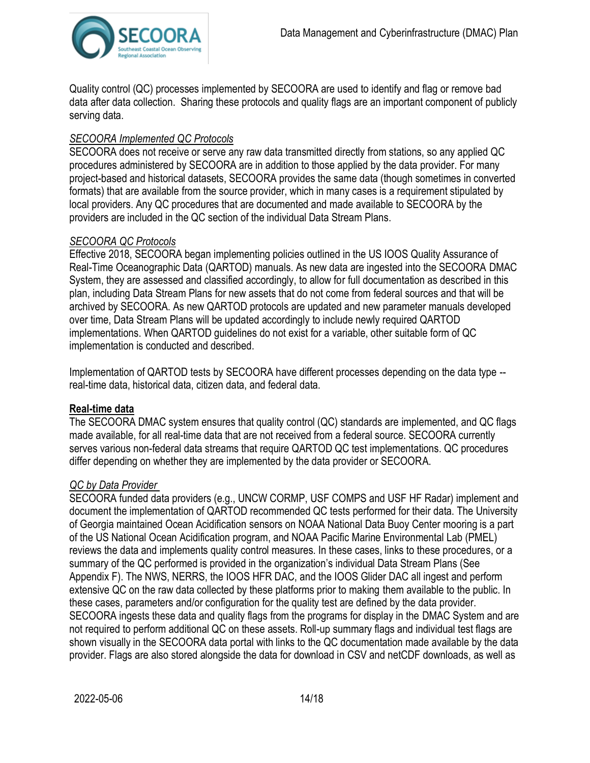Quality control (QC) processes implemented by SECOORA are used to identify and flag or remove bad data after data collection. Sharing these protocols and quality flags are an important component of publicly serving data.

*SECOORA Implemented QC Protocols*

SECOORA does not receive or serve any raw data transmitted directly from stations, so any applied QC procedures administered by SECOORA are in addition to those applied by the data provider. For many project-based and historical datasets, SECOORA provides the same data (though sometimes in converted formats) that are available from the source provider, which in many cases is a requirement stipulated by local providers. Any QC procedures that are documented and made available to SECOORA by the providers are included in the QC section of the individual Data Stream Plans.

*SECOORA QC Protocols*

Effective 2018, SECOORA began implementing policies outlined in the US IOOS Quality Assurance of Real-Time Oceanographic Data (QARTOD) manuals. As new data are ingested into the SECOORA DMAC System, they are assessed and classified accordingly, to allow for full documentation as described in this plan, including Data Stream Plans for new assets that do not come from federal sources and that will be archived by SECOORA. As new QARTOD protocols are updated and new parameter manuals developed over time, Data Stream Plans will be updated accordingly to include newly required QARTOD implementations. When QARTOD guidelines do not exist for a variable, other suitable form of QC implementation is conducted and described.

Implementation of QARTOD tests by SECOORA have different processes depending on the data type -- real-time data, historical data, citizen data, and federal data.

**Real-time data**

The SECOORA DMAC system ensures that quality control (QC) standards are implemented, and QC flags made available, for all real-time data that are not received from a federal source. SECOORA currently serves various non-federal data streams that require QARTOD QC test implementations. QC procedures differ depending on whether they are implemented by the data provider or SECOORA.

*QC by Data Provider*

SECOORA funded data providers (e.g., UNCW CORMP, USF COMPS and USF HF Radar) implement and document the implementation of QARTOD recommended QC tests performed for their data. The University of Georgia maintained Ocean Acidification sensors on NOAA National Data Buoy Center mooring is a part of the US National Ocean Acidification program, and NOAA Pacific Marine Environmental Lab (PMEL) reviews the data and implements quality control measures. In these cases, links to these procedures, or a summary of the QC performed is provided in the organization's individual Data Stream Plans (See Appendix F). The NWS, NERRS, the IOOS HFR DAC, and the IOOS Glider DAC all ingest and perform extensive QC on the raw data collected by these platforms prior to making them available to the public. In these cases, parameters and/or configuration for the quality test are defined by the data provider. SECOORA ingests these data and quality flags from the programs for display in the DMAC System and are not required to perform additional QC on these assets. Roll-up summary flags and individual test flags are shown visually in the SECOORA data portal with links to the QC documentation made available by the data provider. Flags are also stored alongside the data for download in CSV and netCDF downloads, as well as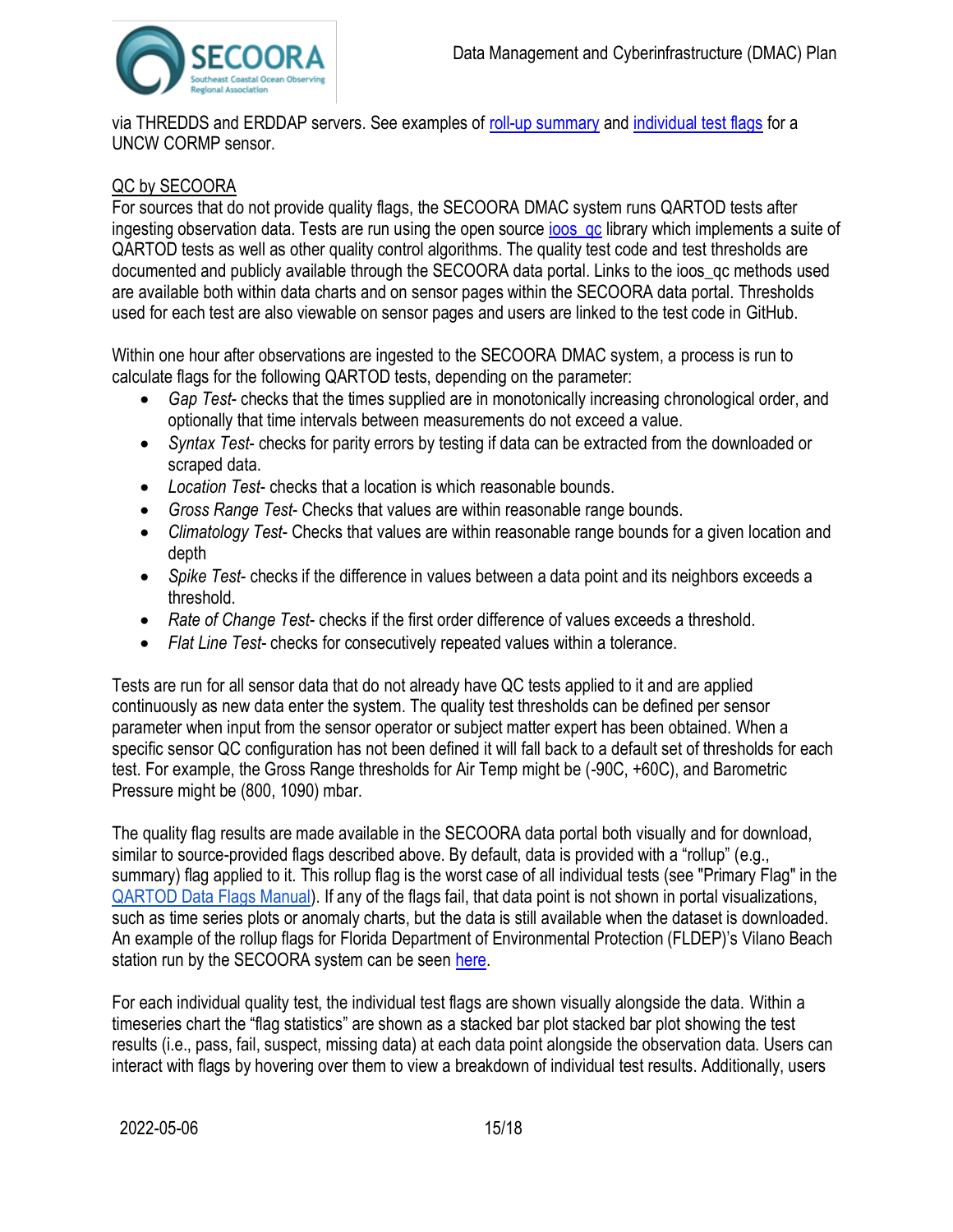via THREDDS and ERDDAP servers. See examples of [roll-up summary]() and [individual test flags]() for a UNCW CORMP sensor.

QC by SECOORA

For sources that do not provide quality flags, the SECOORA DMAC system runs QARTOD tests after ingesting observation data. Tests are run using the open source [ioos_qc]() library which implements a suite of QARTOD tests as well as other quality control algorithms. The quality test code and test thresholds are documented and publicly available through the SECOORA data portal. Links to the ioos_qc methods used are available both within data charts and on sensor pages within the SECOORA data portal. Thresholds used for each test are also viewable on sensor pages and users are linked to the test code in GitHub.

Within one hour after observations are ingested to the SECOORA DMAC system, a process is run to calculate flags for the following QARTOD tests, depending on the parameter:

- *Gap Test*- checks that the times supplied are in monotonically increasing chronological order, and optionally that time intervals between measurements do not exceed a value.
- *Syntax Test*- checks for parity errors by testing if data can be extracted from the downloaded or scraped data.
- *Location Test*- checks that a location is which reasonable bounds.
- *Gross Range Test*- Checks that values are within reasonable range bounds.
- *Climatology Test*- Checks that values are within reasonable range bounds for a given location and depth
- *Spike Test*- checks if the difference in values between a data point and its neighbors exceeds a threshold.
- *Rate of Change Test*- checks if the first order difference of values exceeds a threshold.
- *Flat Line Test*- checks for consecutively repeated values within a tolerance.

Tests are run for all sensor data that do not already have QC tests applied to it and are applied continuously as new data enter the system. The quality test thresholds can be defined per sensor parameter when input from the sensor operator or subject matter expert has been obtained. When a specific sensor QC configuration has not been defined it will fall back to a default set of thresholds for each test. For example, the Gross Range thresholds for Air Temp might be (-90C, +60C), and Barometric Pressure might be (800, 1090) mbar.

The quality flag results are made available in the SECOORA data portal both visually and for download, similar to source-provided flags described above. By default, data is provided with a "rollup" (e.g., summary) flag applied to it. This rollup flag is the worst case of all individual tests (see "Primary Flag" in the [QARTOD Data Flags Manual]()). If any of the flags fail, that data point is not shown in portal visualizations, such as time series plots or anomaly charts, but the data is still available when the dataset is downloaded. An example of the rollup flags for Florida Department of Environmental Protection (FLDEP)'s Vilano Beach station run by the SECOORA system can be seen [here]().

For each individual quality test, the individual test flags are shown visually alongside the data. Within a timeseries chart the "flag statistics" are shown as a stacked bar plot stacked bar plot showing the test results (i.e., pass, fail, suspect, missing data) at each data point alongside the observation data. Users can interact with flags by hovering over them to view a breakdown of individual test results. Additionally, users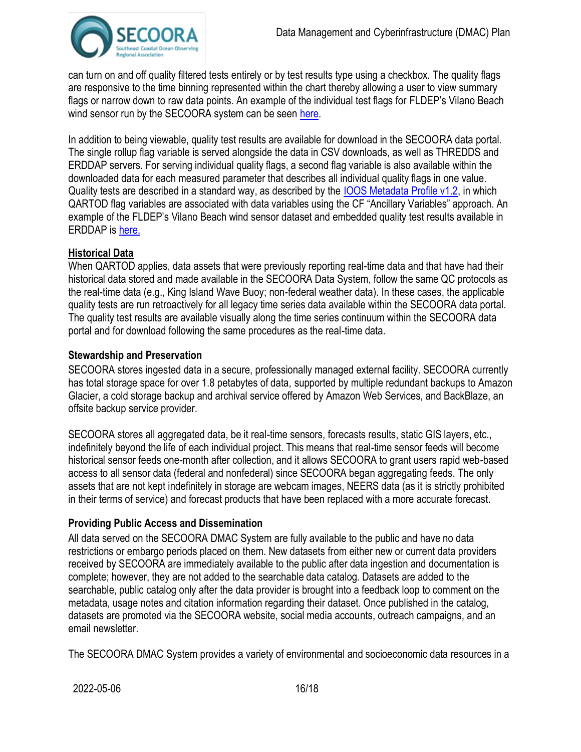can turn on and off quality filtered tests entirely or by test results type using a checkbox. The quality flags are responsive to the time binning represented within the chart thereby allowing a user to view summary flags or narrow down to raw data points. An example of the individual test flags for FLDEP's Vilano Beach wind sensor run by the SECOORA system can be seen here.

In addition to being viewable, quality test results are available for download in the SECOORA data portal. The single rollup flag variable is served alongside the data in CSV downloads, as well as THREDDS and ERDDAP servers. For serving individual quality flags, a second flag variable is also available within the downloaded data for each measured parameter that describes all individual quality flags in one value. Quality tests are described in a standard way, as described by the IOOS Metadata Profile v1.2, in which QARTOD flag variables are associated with data variables using the CF "Ancillary Variables" approach. An example of the FLDEP's Vilano Beach wind sensor dataset and embedded quality test results available in ERDDAP is here.

### Historical Data

When QARTOD applies, data assets that were previously reporting real-time data and that have had their historical data stored and made available in the SECOORA Data System, follow the same QC protocols as the real-time data (e.g., King Island Wave Buoy; non-federal weather data). In these cases, the applicable quality tests are run retroactively for all legacy time series data available within the SECOORA data portal. The quality test results are available visually along the time series continuum within the SECOORA data portal and for download following the same procedures as the real-time data.

### Stewardship and Preservation

SECOORA stores ingested data in a secure, professionally managed external facility. SECOORA currently has total storage space for over 1.8 petabytes of data, supported by multiple redundant backups to Amazon Glacier, a cold storage backup and archival service offered by Amazon Web Services, and BackBlaze, an offsite backup service provider.

SECOORA stores all aggregated data, be it real-time sensors, forecasts results, static GIS layers, etc., indefinitely beyond the life of each individual project. This means that real-time sensor feeds will become historical sensor feeds one-month after collection, and it allows SECOORA to grant users rapid web-based access to all sensor data (federal and nonfederal) since SECOORA began aggregating feeds. The only assets that are not kept indefinitely in storage are webcam images, NEERS data (as it is strictly prohibited in their terms of service) and forecast products that have been replaced with a more accurate forecast.

### Providing Public Access and Dissemination

All data served on the SECOORA DMAC System are fully available to the public and have no data restrictions or embargo periods placed on them. New datasets from either new or current data providers received by SECOORA are immediately available to the public after data ingestion and documentation is complete; however, they are not added to the searchable data catalog. Datasets are added to the searchable, public catalog only after the data provider is brought into a feedback loop to comment on the metadata, usage notes and citation information regarding their dataset. Once published in the catalog, datasets are promoted via the SECOORA website, social media accounts, outreach campaigns, and an email newsletter.

The SECOORA DMAC System provides a variety of environmental and socioeconomic data resources in a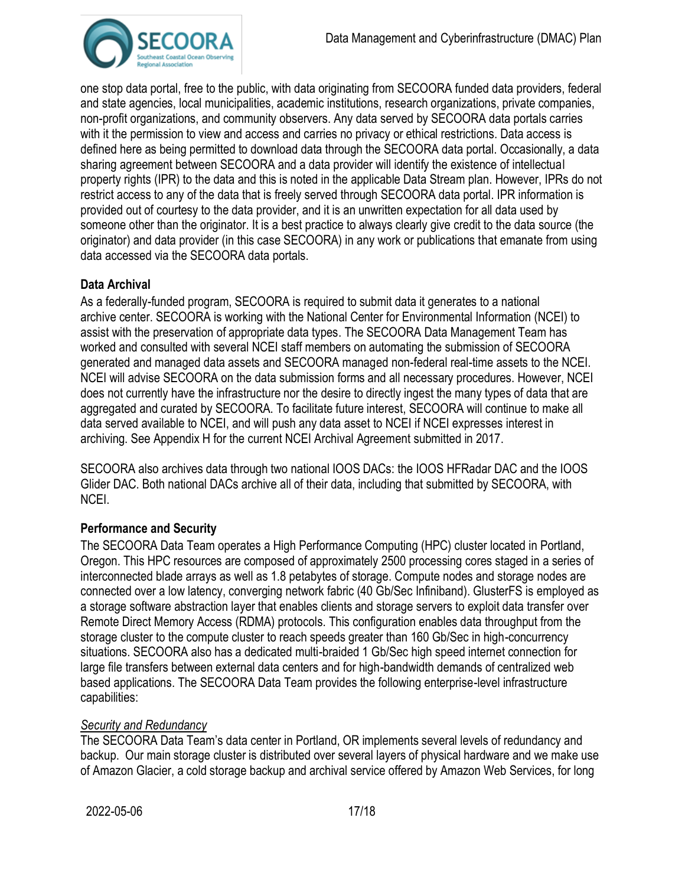one stop data portal, free to the public, with data originating from SECOORA funded data providers, federal and state agencies, local municipalities, academic institutions, research organizations, private companies, non-profit organizations, and community observers. Any data served by SECOORA data portals carries with it the permission to view and access and carries no privacy or ethical restrictions. Data access is defined here as being permitted to download data through the SECOORA data portal. Occasionally, a data sharing agreement between SECOORA and a data provider will identify the existence of intellectual property rights (IPR) to the data and this is noted in the applicable Data Stream plan. However, IPRs do not restrict access to any of the data that is freely served through SECOORA data portal. IPR information is provided out of courtesy to the data provider, and it is an unwritten expectation for all data used by someone other than the originator. It is a best practice to always clearly give credit to the data source (the originator) and data provider (in this case SECOORA) in any work or publications that emanate from using data accessed via the SECOORA data portals.

**Data Archival**

As a federally-funded program, SECOORA is required to submit data it generates to a national archive center. SECOORA is working with the National Center for Environmental Information (NCEI) to assist with the preservation of appropriate data types. The SECOORA Data Management Team has worked and consulted with several NCEI staff members on automating the submission of SECOORA generated and managed data assets and SECOORA managed non-federal real-time assets to the NCEI. NCEI will advise SECOORA on the data submission forms and all necessary procedures. However, NCEI does not currently have the infrastructure nor the desire to directly ingest the many types of data that are aggregated and curated by SECOORA. To facilitate future interest, SECOORA will continue to make all data served available to NCEI, and will push any data asset to NCEI if NCEI expresses interest in archiving. See Appendix H for the current NCEI Archival Agreement submitted in 2017.

SECOORA also archives data through two national IOOS DACs: the IOOS HFRadar DAC and the IOOS Glider DAC. Both national DACs archive all of their data, including that submitted by SECOORA, with NCEI.

**Performance and Security**

The SECOORA Data Team operates a High Performance Computing (HPC) cluster located in Portland, Oregon. This HPC resources are composed of approximately 2500 processing cores staged in a series of interconnected blade arrays as well as 1.8 petabytes of storage. Compute nodes and storage nodes are connected over a low latency, converging network fabric (40 Gb/Sec Infiniband). GlusterFS is employed as a storage software abstraction layer that enables clients and storage servers to exploit data transfer over Remote Direct Memory Access (RDMA) protocols. This configuration enables data throughput from the storage cluster to the compute cluster to reach speeds greater than 160 Gb/Sec in high-concurrency situations. SECOORA also has a dedicated multi-braided 1 Gb/Sec high speed internet connection for large file transfers between external data centers and for high-bandwidth demands of centralized web based applications. The SECOORA Data Team provides the following enterprise-level infrastructure capabilities:

*Security and Redundancy*

The SECOORA Data Team's data center in Portland, OR implements several levels of redundancy and backup. Our main storage cluster is distributed over several layers of physical hardware and we make use of Amazon Glacier, a cold storage backup and archival service offered by Amazon Web Services, for long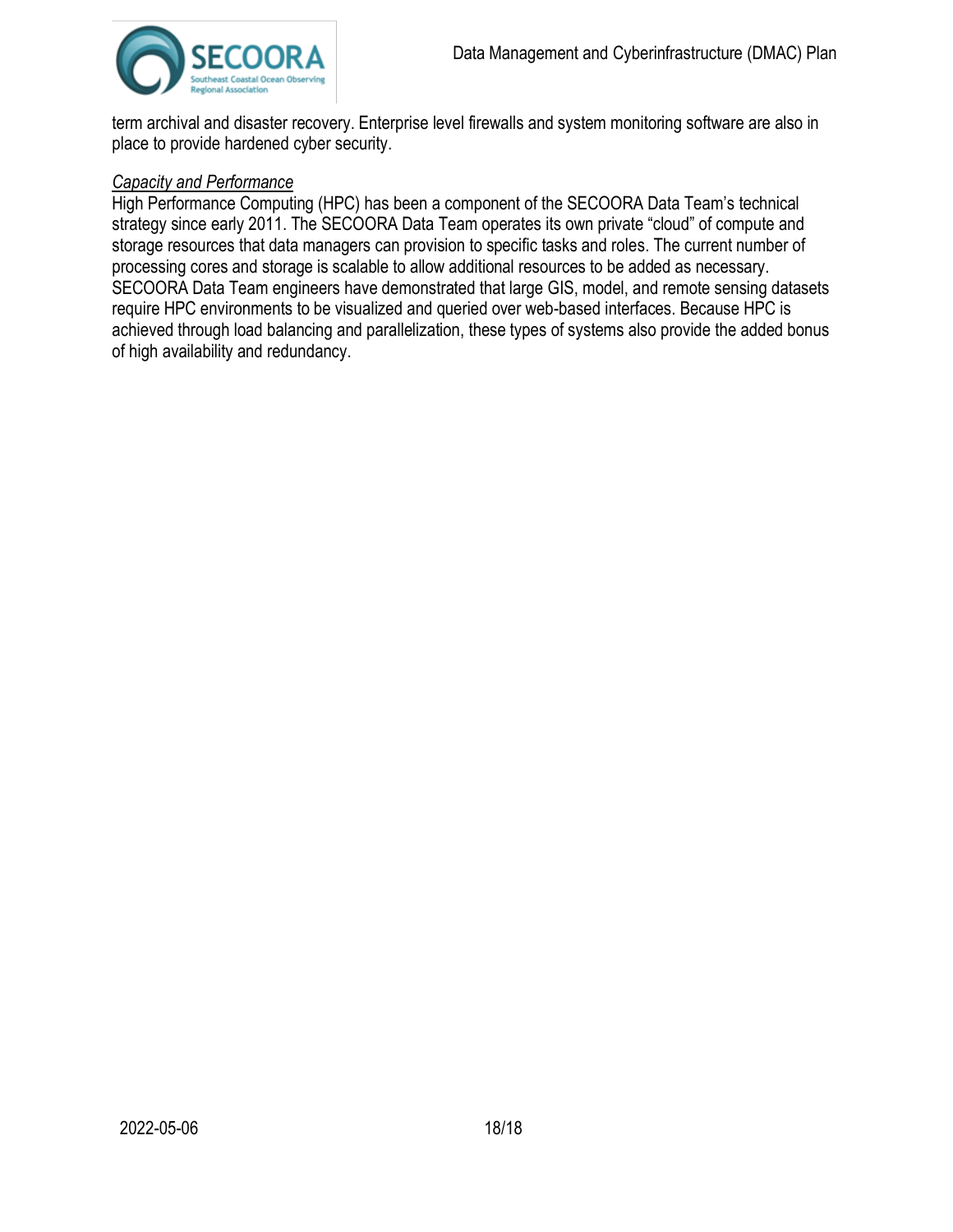term archival and disaster recovery. Enterprise level firewalls and system monitoring software are also in place to provide hardened cyber security.

*Capacity and Performance*

High Performance Computing (HPC) has been a component of the SECOORA Data Team's technical strategy since early 2011. The SECOORA Data Team operates its own private "cloud" of compute and storage resources that data managers can provision to specific tasks and roles. The current number of processing cores and storage is scalable to allow additional resources to be added as necessary. SECOORA Data Team engineers have demonstrated that large GIS, model, and remote sensing datasets require HPC environments to be visualized and queried over web-based interfaces. Because HPC is achieved through load balancing and parallelization, these types of systems also provide the added bonus of high availability and redundancy.